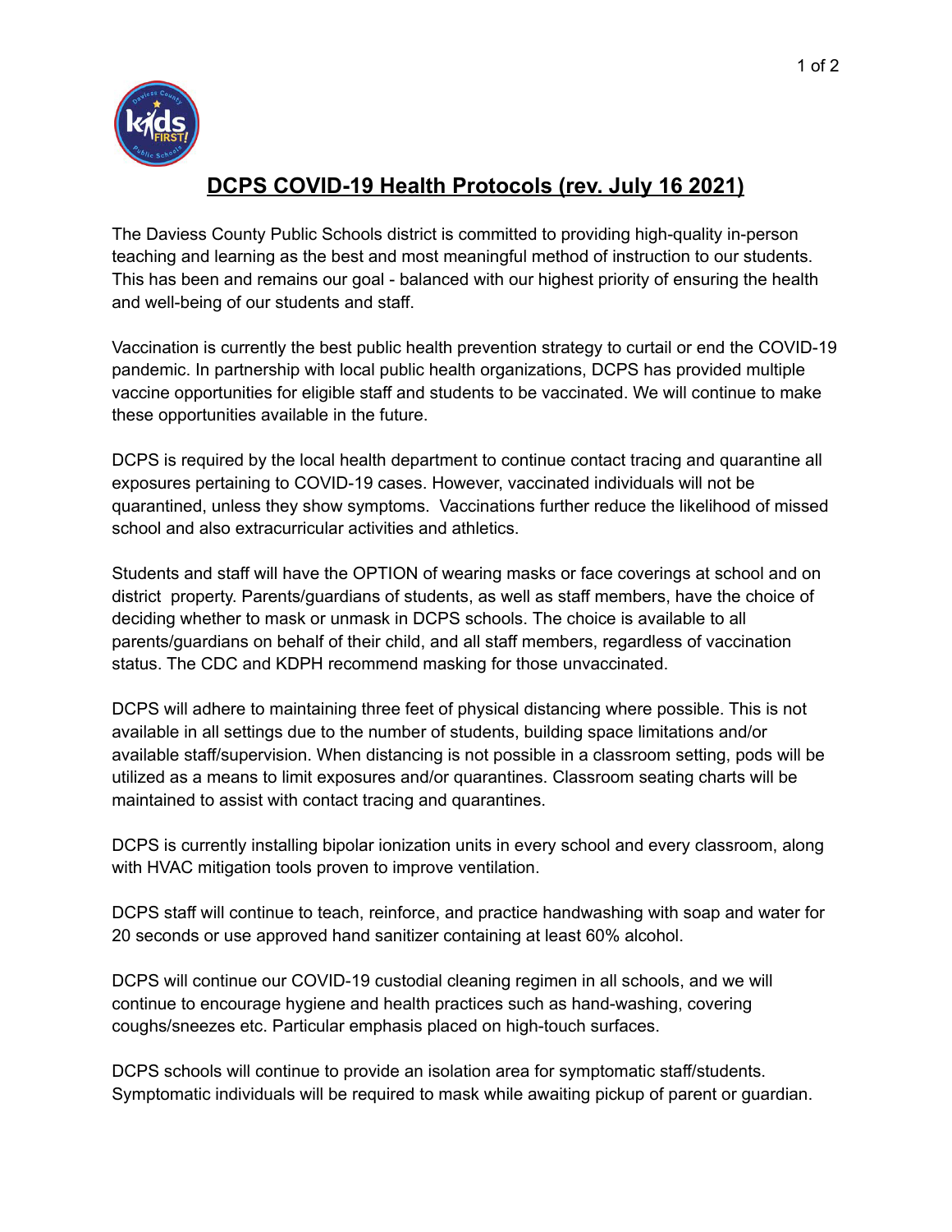# DCPS COVID-19 Health Protocols (rev. July 16 2021)

The Daviess County Public Schools district is committed to providing high-quality in-person teaching and learning as the best and most meaningful method of instruction to our students. This has been and remains our goal - balanced with our highest priority of ensuring the health and well-being of our students and staff.

Vaccination is currently the best public health prevention strategy to curtail or end the COVID-19 pandemic. In partnership with local public health organizations, DCPS has provided multiple vaccine opportunities for eligible staff and students to be vaccinated. We will continue to make these opportunities available in the future.

DCPS is required by the local health department to continue contact tracing and quarantine all exposures pertaining to COVID-19 cases. However, vaccinated individuals will not be quarantined, unless they show symptoms. Vaccinations further reduce the likelihood of missed school and also extracurricular activities and athletics.

Students and staff will have the OPTION of wearing masks or face coverings at school and on district property. Parents/guardians of students, as well as staff members, have the choice of deciding whether to mask or unmask in DCPS schools. The choice is available to all parents/guardians on behalf of their child, and all staff members, regardless of vaccination status. The CDC and KDPH recommend masking for those unvaccinated.

DCPS will adhere to maintaining three feet of physical distancing where possible. This is not available in all settings due to the number of students, building space limitations and/or available staff/supervision. When distancing is not possible in a classroom setting, pods will be utilized as a means to limit exposures and/or quarantines. Classroom seating charts will be maintained to assist with contact tracing and quarantines.

DCPS is currently installing bipolar ionization units in every school and every classroom, along with HVAC mitigation tools proven to improve ventilation.

DCPS staff will continue to teach, reinforce, and practice handwashing with soap and water for 20 seconds or use approved hand sanitizer containing at least 60% alcohol.

DCPS will continue our COVID-19 custodial cleaning regimen in all schools, and we will continue to encourage hygiene and health practices such as hand-washing, covering coughs/sneezes etc. Particular emphasis placed on high-touch surfaces.

DCPS schools will continue to provide an isolation area for symptomatic staff/students. Symptomatic individuals will be required to mask while awaiting pickup of parent or guardian.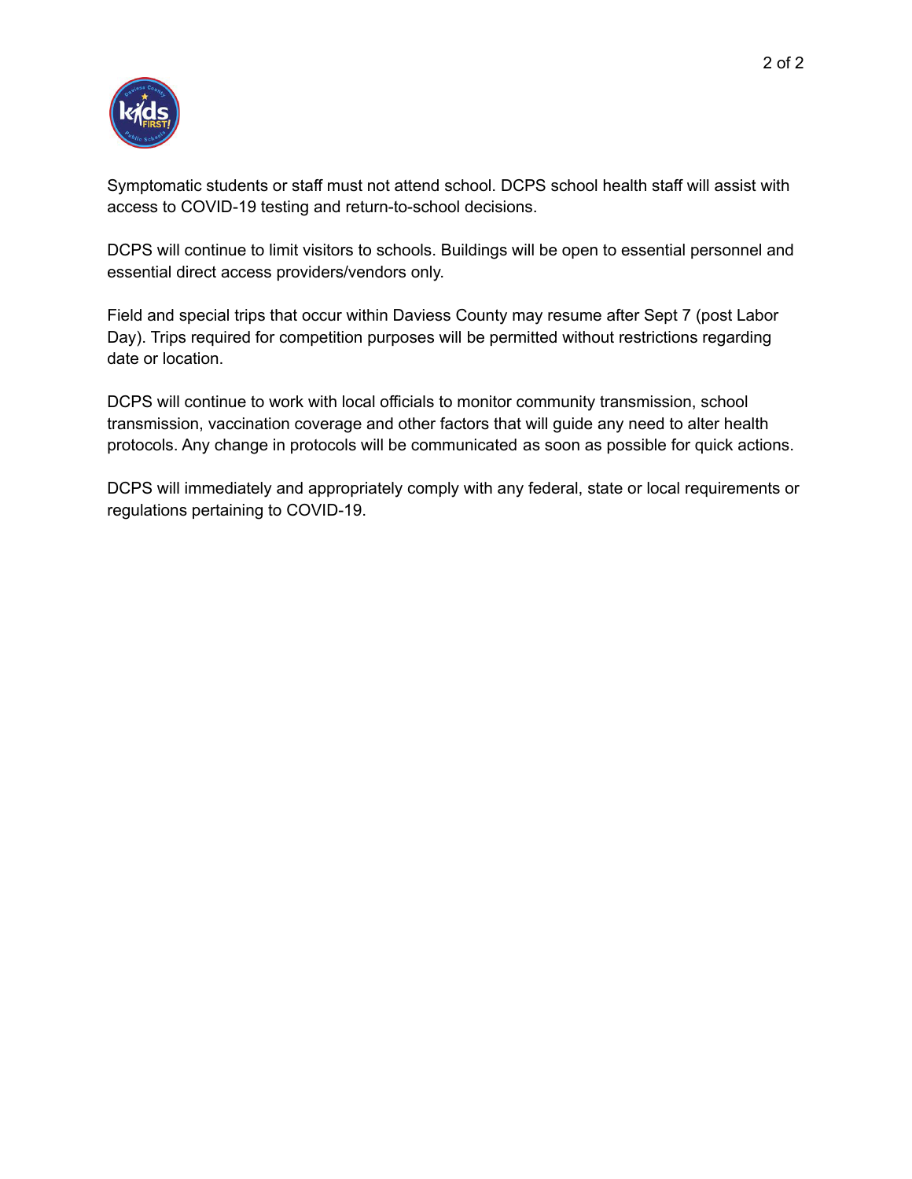Symptomatic students or staff must not attend school. DCPS school health staff will assist with access to COVID-19 testing and return-to-school decisions.

DCPS will continue to limit visitors to schools. Buildings will be open to essential personnel and essential direct access providers/vendors only.

Field and special trips that occur within Daviess County may resume after Sept 7 (post Labor Day). Trips required for competition purposes will be permitted without restrictions regarding date or location.

DCPS will continue to work with local officials to monitor community transmission, school transmission, vaccination coverage and other factors that will guide any need to alter health protocols. Any change in protocols will be communicated as soon as possible for quick actions.

DCPS will immediately and appropriately comply with any federal, state or local requirements or regulations pertaining to COVID-19.